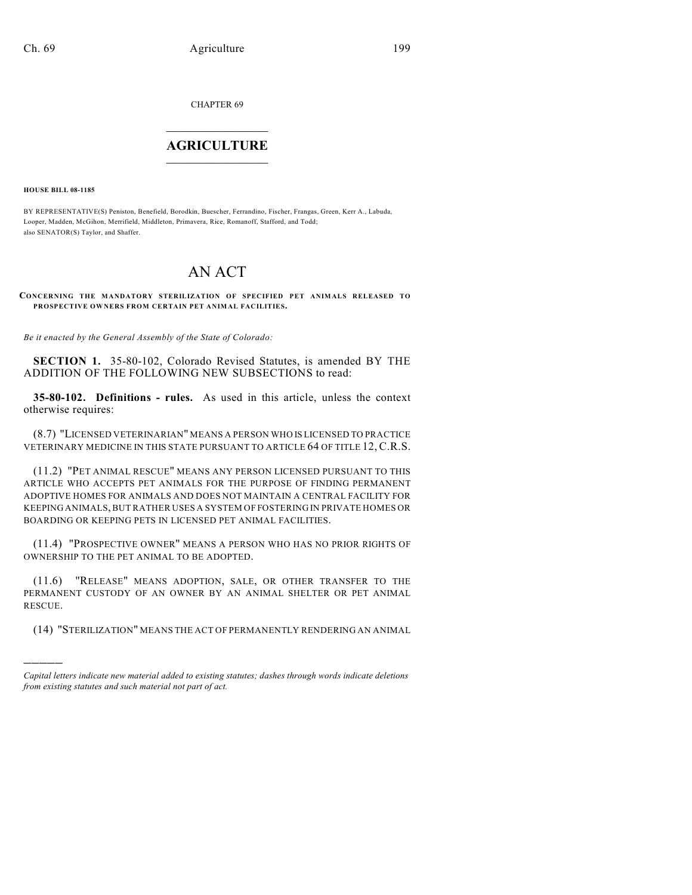CHAPTER 69

# AGRICULTURE

**HOUSE BILL 08-1185**

BY REPRESENTATIVE(S) Peniston, Benefield, Borodkin, Buescher, Ferrandino, Fischer, Frangas, Green, Kerr A., Labuda, Looper, Madden, McGihon, Merrifield, Middleton, Primavera, Rice, Romanoff, Stafford, and Todd;
also SENATOR(S) Taylor, and Shaffer.

# AN ACT

**CONCERNING THE MANDATORY STERILIZATION OF SPECIFIED PET ANIMALS RELEASED TO PROSPECTIVE OWNERS FROM CERTAIN PET ANIMAL FACILITIES.**

*Be it enacted by the General Assembly of the State of Colorado:*

**SECTION 1.** 35-80-102, Colorado Revised Statutes, is amended BY THE ADDITION OF THE FOLLOWING NEW SUBSECTIONS to read:

**35-80-102. Definitions - rules.** As used in this article, unless the context otherwise requires:

(8.7) "LICENSED VETERINARIAN" MEANS A PERSON WHO IS LICENSED TO PRACTICE VETERINARY MEDICINE IN THIS STATE PURSUANT TO ARTICLE 64 OF TITLE 12, C.R.S.

(11.2) "PET ANIMAL RESCUE" MEANS ANY PERSON LICENSED PURSUANT TO THIS ARTICLE WHO ACCEPTS PET ANIMALS FOR THE PURPOSE OF FINDING PERMANENT ADOPTIVE HOMES FOR ANIMALS AND DOES NOT MAINTAIN A CENTRAL FACILITY FOR KEEPING ANIMALS, BUT RATHER USES A SYSTEM OF FOSTERING IN PRIVATE HOMES OR BOARDING OR KEEPING PETS IN LICENSED PET ANIMAL FACILITIES.

(11.4) "PROSPECTIVE OWNER" MEANS A PERSON WHO HAS NO PRIOR RIGHTS OF OWNERSHIP TO THE PET ANIMAL TO BE ADOPTED.

(11.6) "RELEASE" MEANS ADOPTION, SALE, OR OTHER TRANSFER TO THE PERMANENT CUSTODY OF AN OWNER BY AN ANIMAL SHELTER OR PET ANIMAL RESCUE.

(14) "STERILIZATION" MEANS THE ACT OF PERMANENTLY RENDERING AN ANIMAL

---

*Capital letters indicate new material added to existing statutes; dashes through words indicate deletions from existing statutes and such material not part of act.*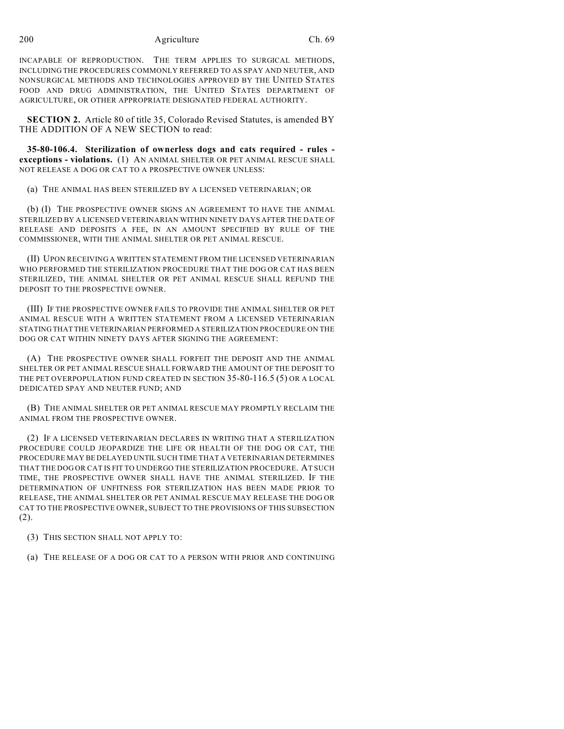INCAPABLE OF REPRODUCTION. THE TERM APPLIES TO SURGICAL METHODS, INCLUDING THE PROCEDURES COMMONLY REFERRED TO AS SPAY AND NEUTER, AND NONSURGICAL METHODS AND TECHNOLOGIES APPROVED BY THE UNITED STATES FOOD AND DRUG ADMINISTRATION, THE UNITED STATES DEPARTMENT OF AGRICULTURE, OR OTHER APPROPRIATE DESIGNATED FEDERAL AUTHORITY.

**SECTION 2.** Article 80 of title 35, Colorado Revised Statutes, is amended BY THE ADDITION OF A NEW SECTION to read:

**35-80-106.4. Sterilization of ownerless dogs and cats required - rules - exceptions - violations.** (1) AN ANIMAL SHELTER OR PET ANIMAL RESCUE SHALL NOT RELEASE A DOG OR CAT TO A PROSPECTIVE OWNER UNLESS:

(a) THE ANIMAL HAS BEEN STERILIZED BY A LICENSED VETERINARIAN; OR

(b) (I) THE PROSPECTIVE OWNER SIGNS AN AGREEMENT TO HAVE THE ANIMAL STERILIZED BY A LICENSED VETERINARIAN WITHIN NINETY DAYS AFTER THE DATE OF RELEASE AND DEPOSITS A FEE, IN AN AMOUNT SPECIFIED BY RULE OF THE COMMISSIONER, WITH THE ANIMAL SHELTER OR PET ANIMAL RESCUE.

(II) UPON RECEIVING A WRITTEN STATEMENT FROM THE LICENSED VETERINARIAN WHO PERFORMED THE STERILIZATION PROCEDURE THAT THE DOG OR CAT HAS BEEN STERILIZED, THE ANIMAL SHELTER OR PET ANIMAL RESCUE SHALL REFUND THE DEPOSIT TO THE PROSPECTIVE OWNER.

(III) IF THE PROSPECTIVE OWNER FAILS TO PROVIDE THE ANIMAL SHELTER OR PET ANIMAL RESCUE WITH A WRITTEN STATEMENT FROM A LICENSED VETERINARIAN STATING THAT THE VETERINARIAN PERFORMED A STERILIZATION PROCEDURE ON THE DOG OR CAT WITHIN NINETY DAYS AFTER SIGNING THE AGREEMENT:

(A) THE PROSPECTIVE OWNER SHALL FORFEIT THE DEPOSIT AND THE ANIMAL SHELTER OR PET ANIMAL RESCUE SHALL FORWARD THE AMOUNT OF THE DEPOSIT TO THE PET OVERPOPULATION FUND CREATED IN SECTION 35-80-116.5 (5) OR A LOCAL DEDICATED SPAY AND NEUTER FUND; AND

(B) THE ANIMAL SHELTER OR PET ANIMAL RESCUE MAY PROMPTLY RECLAIM THE ANIMAL FROM THE PROSPECTIVE OWNER.

(2) IF A LICENSED VETERINARIAN DECLARES IN WRITING THAT A STERILIZATION PROCEDURE COULD JEOPARDIZE THE LIFE OR HEALTH OF THE DOG OR CAT, THE PROCEDURE MAY BE DELAYED UNTIL SUCH TIME THAT A VETERINARIAN DETERMINES THAT THE DOG OR CAT IS FIT TO UNDERGO THE STERILIZATION PROCEDURE. AT SUCH TIME, THE PROSPECTIVE OWNER SHALL HAVE THE ANIMAL STERILIZED. IF THE DETERMINATION OF UNFITNESS FOR STERILIZATION HAS BEEN MADE PRIOR TO RELEASE, THE ANIMAL SHELTER OR PET ANIMAL RESCUE MAY RELEASE THE DOG OR CAT TO THE PROSPECTIVE OWNER, SUBJECT TO THE PROVISIONS OF THIS SUBSECTION (2).

(3) THIS SECTION SHALL NOT APPLY TO:

(a) THE RELEASE OF A DOG OR CAT TO A PERSON WITH PRIOR AND CONTINUING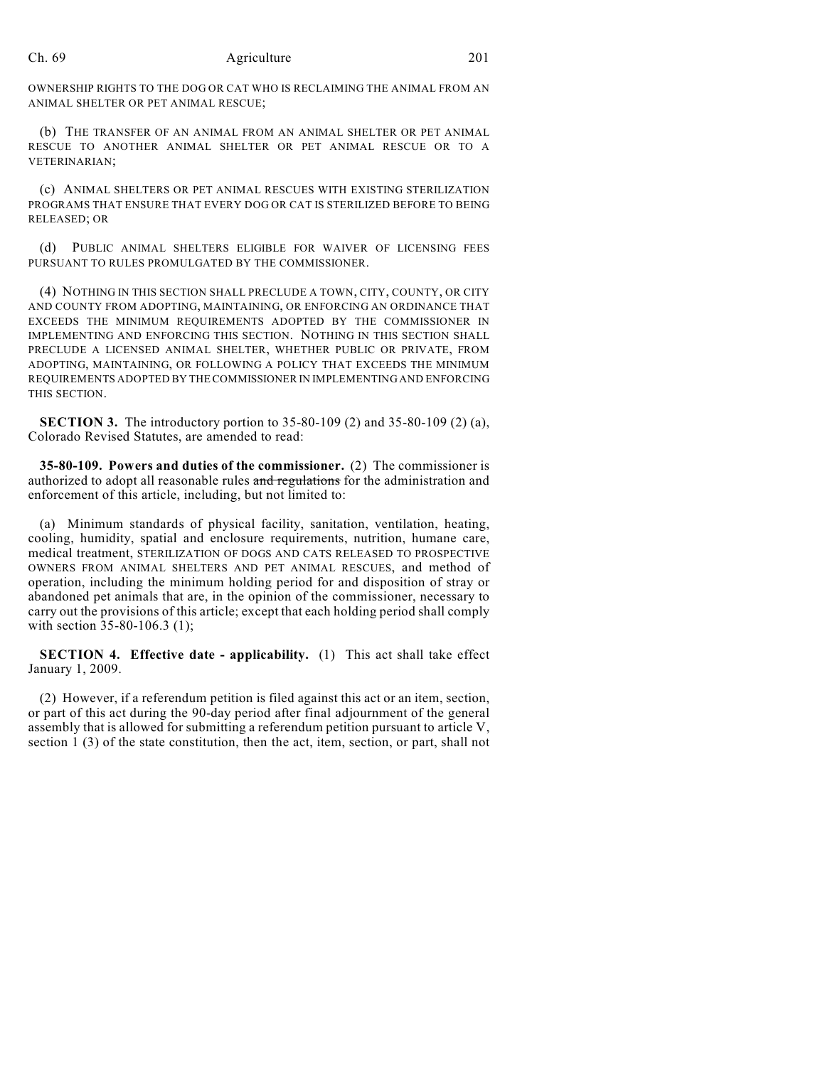OWNERSHIP RIGHTS TO THE DOG OR CAT WHO IS RECLAIMING THE ANIMAL FROM AN ANIMAL SHELTER OR PET ANIMAL RESCUE;

(b) THE TRANSFER OF AN ANIMAL FROM AN ANIMAL SHELTER OR PET ANIMAL RESCUE TO ANOTHER ANIMAL SHELTER OR PET ANIMAL RESCUE OR TO A VETERINARIAN;

(c) ANIMAL SHELTERS OR PET ANIMAL RESCUES WITH EXISTING STERILIZATION PROGRAMS THAT ENSURE THAT EVERY DOG OR CAT IS STERILIZED BEFORE TO BEING RELEASED; OR

(d) PUBLIC ANIMAL SHELTERS ELIGIBLE FOR WAIVER OF LICENSING FEES PURSUANT TO RULES PROMULGATED BY THE COMMISSIONER.

(4) NOTHING IN THIS SECTION SHALL PRECLUDE A TOWN, CITY, COUNTY, OR CITY AND COUNTY FROM ADOPTING, MAINTAINING, OR ENFORCING AN ORDINANCE THAT EXCEEDS THE MINIMUM REQUIREMENTS ADOPTED BY THE COMMISSIONER IN IMPLEMENTING AND ENFORCING THIS SECTION. NOTHING IN THIS SECTION SHALL PRECLUDE A LICENSED ANIMAL SHELTER, WHETHER PUBLIC OR PRIVATE, FROM ADOPTING, MAINTAINING, OR FOLLOWING A POLICY THAT EXCEEDS THE MINIMUM REQUIREMENTS ADOPTED BY THE COMMISSIONER IN IMPLEMENTING AND ENFORCING THIS SECTION.

**SECTION 3.** The introductory portion to 35-80-109 (2) and 35-80-109 (2) (a), Colorado Revised Statutes, are amended to read:

**35-80-109. Powers and duties of the commissioner.** (2) The commissioner is authorized to adopt all reasonable rules ~~and regulations~~ for the administration and enforcement of this article, including, but not limited to:

(a) Minimum standards of physical facility, sanitation, ventilation, heating, cooling, humidity, spatial and enclosure requirements, nutrition, humane care, medical treatment, STERILIZATION OF DOGS AND CATS RELEASED TO PROSPECTIVE OWNERS FROM ANIMAL SHELTERS AND PET ANIMAL RESCUES, and method of operation, including the minimum holding period for and disposition of stray or abandoned pet animals that are, in the opinion of the commissioner, necessary to carry out the provisions of this article; except that each holding period shall comply with section 35-80-106.3 (1);

**SECTION 4. Effective date - applicability.** (1) This act shall take effect January 1, 2009.

(2) However, if a referendum petition is filed against this act or an item, section, or part of this act during the 90-day period after final adjournment of the general assembly that is allowed for submitting a referendum petition pursuant to article V, section 1 (3) of the state constitution, then the act, item, section, or part, shall not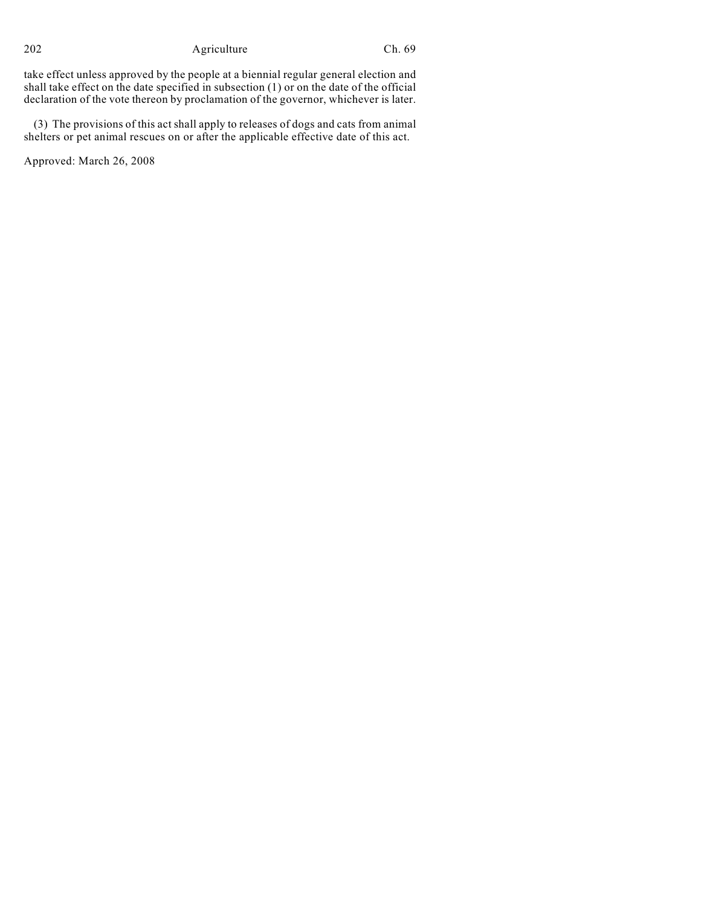take effect unless approved by the people at a biennial regular general election and shall take effect on the date specified in subsection (1) or on the date of the official declaration of the vote thereon by proclamation of the governor, whichever is later.

(3) The provisions of this act shall apply to releases of dogs and cats from animal shelters or pet animal rescues on or after the applicable effective date of this act.

Approved: March 26, 2008